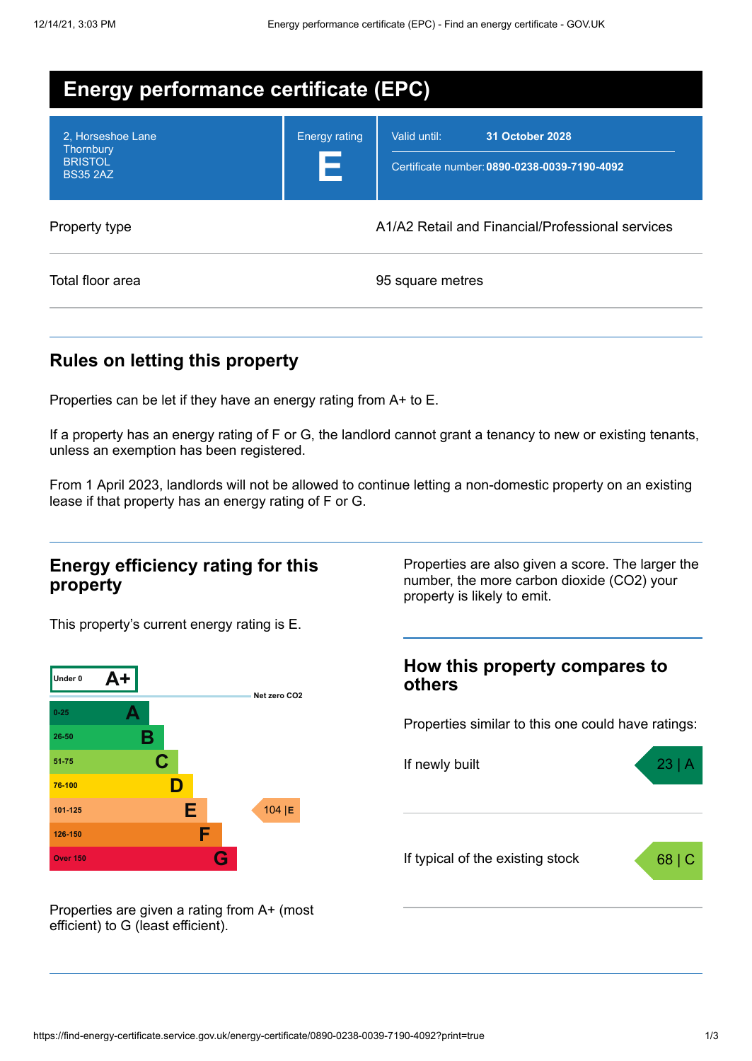# Energy performance certificate (EPC)

| | | |
|---|---|---|
| 2, Horseshoe Lane<br>Thornbury<br>BRISTOL<br>BS35 2AZ | Energy rating<br>**E** | Valid until: **31 October 2028**<br>Certificate number: **0890-0238-0039-7190-4092** |

| | |
|---|---|
| Property type | A1/A2 Retail and Financial/Professional services |
| Total floor area | 95 square metres |

## Rules on letting this property

Properties can be let if they have an energy rating from A+ to E.

If a property has an energy rating of F or G, the landlord cannot grant a tenancy to new or existing tenants, unless an exemption has been registered.

From 1 April 2023, landlords will not be allowed to continue letting a non-domestic property on an existing lease if that property has an energy rating of F or G.

## Energy efficiency rating for this property

This property's current energy rating is E.

| Score | Rating |
|---|---|
| Under 0 | A+ |
| 0-25 | A |
| 26-50 | B |
| 51-75 | C |
| 76-100 | D |
| 101-125 | E |
| 126-150 | F |
| Over 150 | G |

Net zero CO2

Current: 104 | E

Properties are given a rating from A+ (most efficient) to G (least efficient).

Properties are also given a score. The larger the number, the more carbon dioxide ($CO_2$) your property is likely to emit.

## How this property compares to others

Properties similar to this one could have ratings:

| | |
|---|---|
| If newly built | 23 \| A |
| If typical of the existing stock | 68 \| C |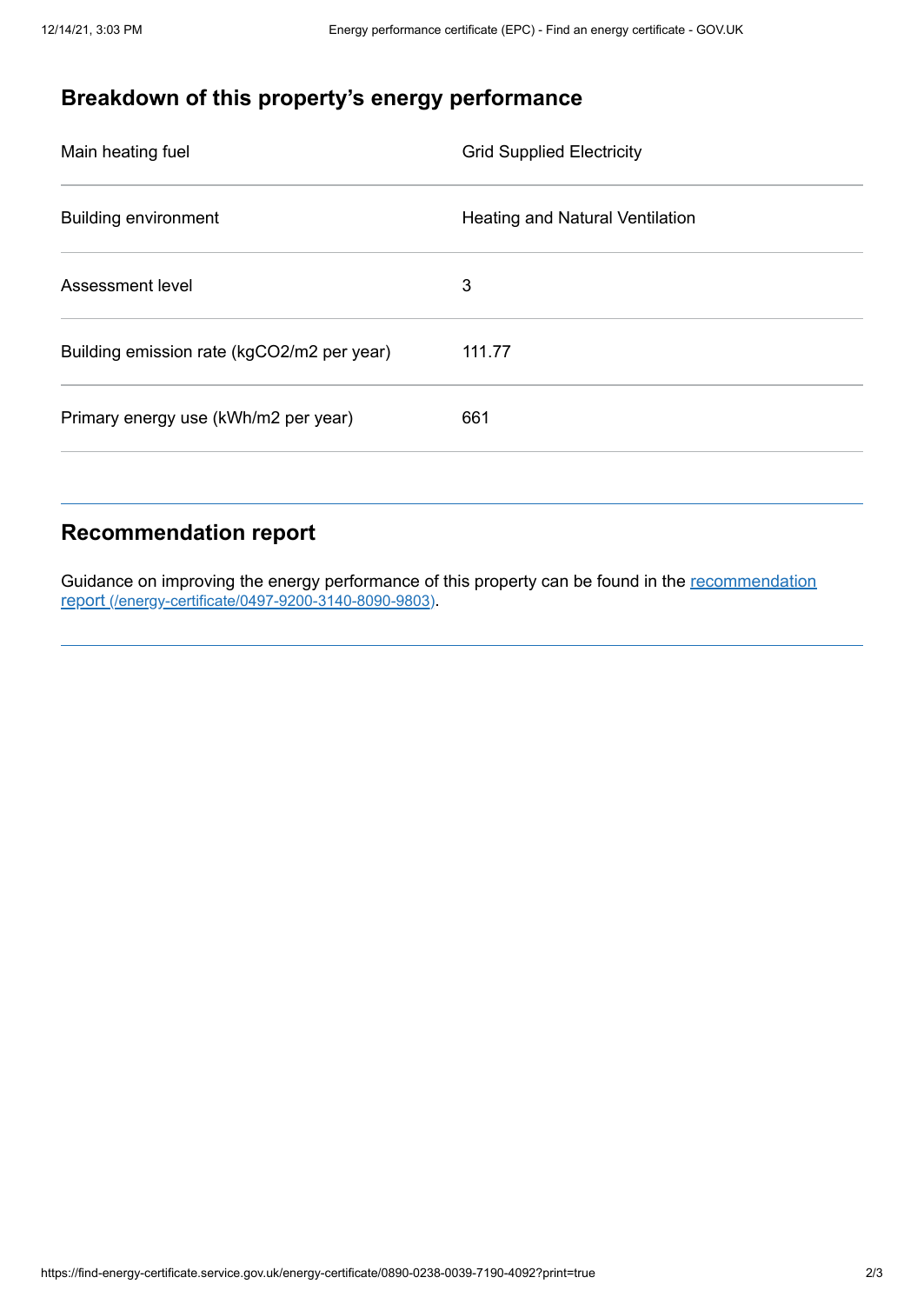## Breakdown of this property's energy performance

| | |
|---|---|
| Main heating fuel | Grid Supplied Electricity |
| Building environment | Heating and Natural Ventilation |
| Assessment level | 3 |
| Building emission rate (kgCO2/m2 per year) | 111.77 |
| Primary energy use (kWh/m2 per year) | 661 |

## Recommendation report

Guidance on improving the energy performance of this property can be found in the recommendation report (/energy-certificate/0497-9200-3140-8090-9803).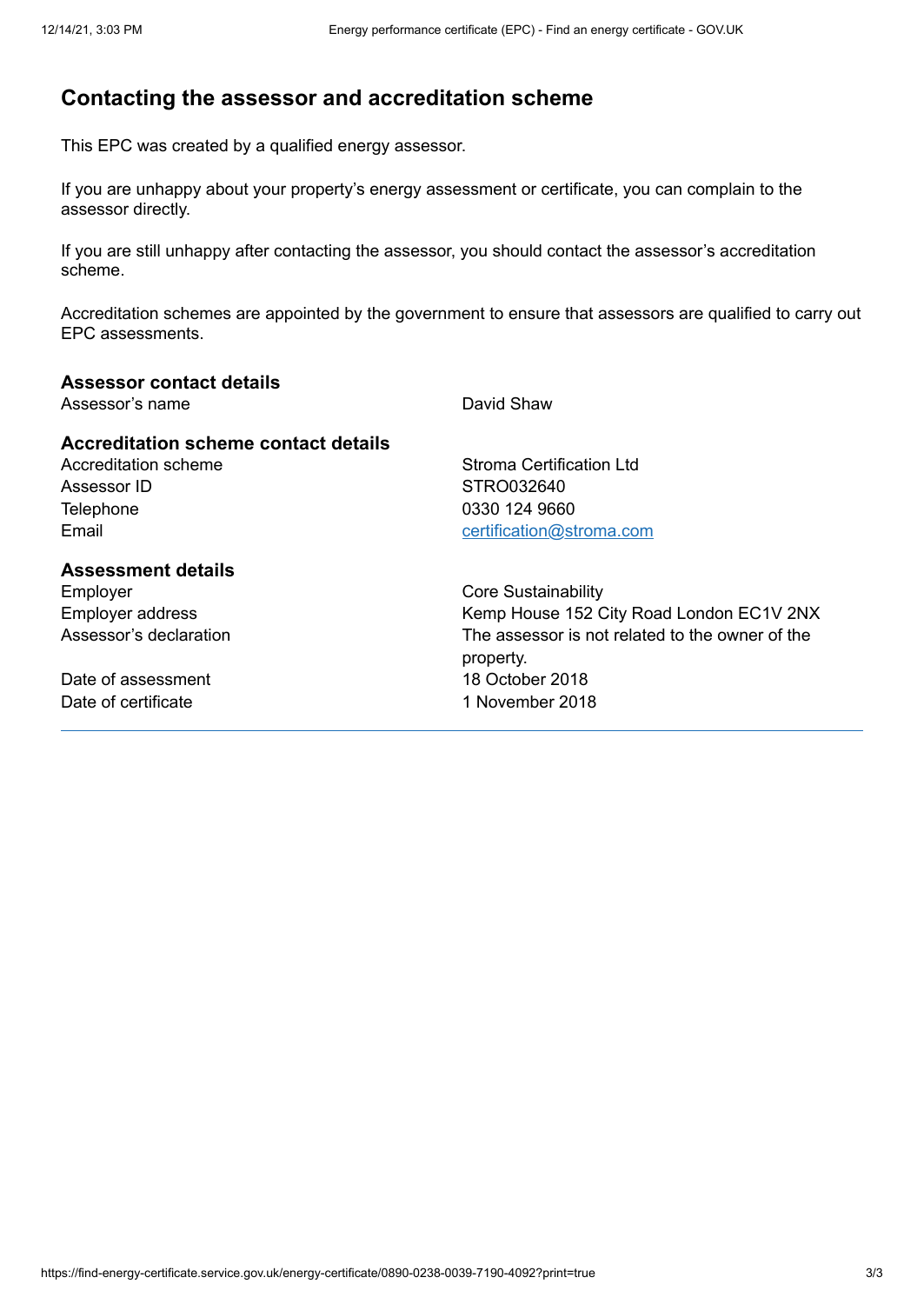## Contacting the assessor and accreditation scheme

This EPC was created by a qualified energy assessor.

If you are unhappy about your property's energy assessment or certificate, you can complain to the assessor directly.

If you are still unhappy after contacting the assessor, you should contact the assessor's accreditation scheme.

Accreditation schemes are appointed by the government to ensure that assessors are qualified to carry out EPC assessments.

### Assessor contact details

| | |
|---|---|
| Assessor's name | David Shaw |

### Accreditation scheme contact details

| | |
|---|---|
| Accreditation scheme | Stroma Certification Ltd |
| Assessor ID | STRO032640 |
| Telephone | 0330 124 9660 |
| Email | certification@stroma.com |

### Assessment details

| | |
|---|---|
| Employer | Core Sustainability |
| Employer address | Kemp House 152 City Road London EC1V 2NX |
| Assessor's declaration | The assessor is not related to the owner of the property. |
| Date of assessment | 18 October 2018 |
| Date of certificate | 1 November 2018 |